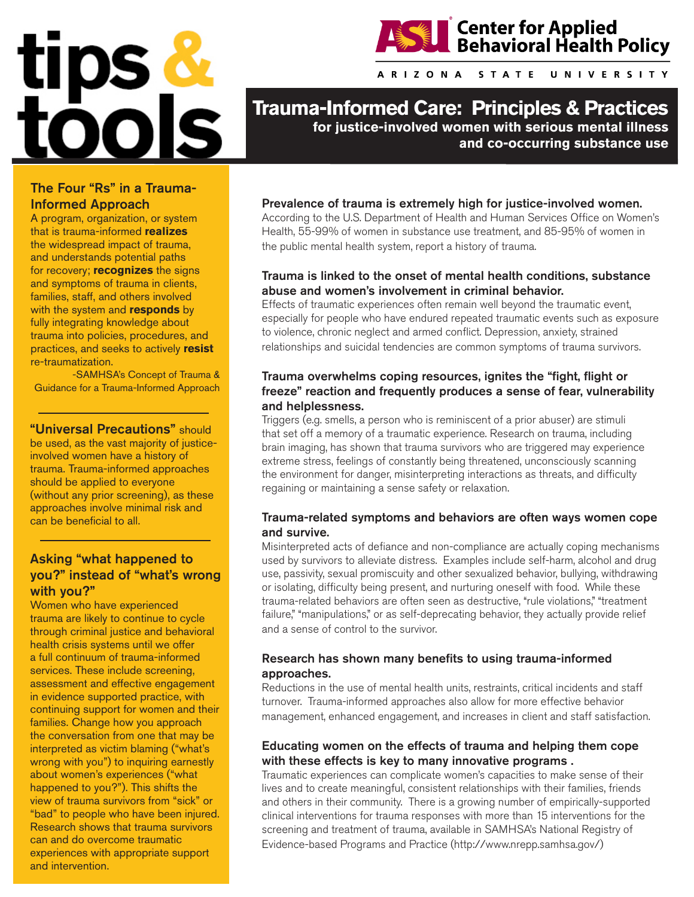# tips & tools

**ASU Center for Applied Behavioral Health Policy**
ARIZONA STATE UNIVERSITY

## Trauma-Informed Care: Principles & Practices

### for justice-involved women with serious mental illness and co-occurring substance use

### The Four "Rs" in a Trauma-Informed Approach

A program, organization, or system that is trauma-informed **realizes** the widespread impact of trauma, and understands potential paths for recovery; **recognizes** the signs and symptoms of trauma in clients, families, staff, and others involved with the system and **responds** by fully integrating knowledge about trauma into policies, procedures, and practices, and seeks to actively **resist** re-traumatization.

-SAMHSA's Concept of Trauma & Guidance for a Trauma-Informed Approach

---

**"Universal Precautions"** should be used, as the vast majority of justice-involved women have a history of trauma. Trauma-informed approaches should be applied to everyone (without any prior screening), as these approaches involve minimal risk and can be beneficial to all.

---

### Asking "what happened to you?" instead of "what's wrong with you?"

Women who have experienced trauma are likely to continue to cycle through criminal justice and behavioral health crisis systems until we offer a full continuum of trauma-informed services. These include screening, assessment and effective engagement in evidence supported practice, with continuing support for women and their families. Change how you approach the conversation from one that may be interpreted as victim blaming ("what's wrong with you") to inquiring earnestly about women's experiences ("what happened to you?"). This shifts the view of trauma survivors from "sick" or "bad" to people who have been injured. Research shows that trauma survivors can and do overcome traumatic experiences with appropriate support and intervention.

### Prevalence of trauma is extremely high for justice-involved women.

According to the U.S. Department of Health and Human Services Office on Women's Health, 55-99% of women in substance use treatment, and 85-95% of women in the public mental health system, report a history of trauma.

### Trauma is linked to the onset of mental health conditions, substance abuse and women's involvement in criminal behavior.

Effects of traumatic experiences often remain well beyond the traumatic event, especially for people who have endured repeated traumatic events such as exposure to violence, chronic neglect and armed conflict. Depression, anxiety, strained relationships and suicidal tendencies are common symptoms of trauma survivors.

### Trauma overwhelms coping resources, ignites the "fight, flight or freeze" reaction and frequently produces a sense of fear, vulnerability and helplessness.

Triggers (e.g. smells, a person who is reminiscent of a prior abuser) are stimuli that set off a memory of a traumatic experience. Research on trauma, including brain imaging, has shown that trauma survivors who are triggered may experience extreme stress, feelings of constantly being threatened, unconsciously scanning the environment for danger, misinterpreting interactions as threats, and difficulty regaining or maintaining a sense safety or relaxation.

### Trauma-related symptoms and behaviors are often ways women cope and survive.

Misinterpreted acts of defiance and non-compliance are actually coping mechanisms used by survivors to alleviate distress. Examples include self-harm, alcohol and drug use, passivity, sexual promiscuity and other sexualized behavior, bullying, withdrawing or isolating, difficulty being present, and nurturing oneself with food. While these trauma-related behaviors are often seen as destructive, "rule violations," "treatment failure," "manipulations," or as self-deprecating behavior, they actually provide relief and a sense of control to the survivor.

### Research has shown many benefits to using trauma-informed approaches.

Reductions in the use of mental health units, restraints, critical incidents and staff turnover. Trauma-informed approaches also allow for more effective behavior management, enhanced engagement, and increases in client and staff satisfaction.

### Educating women on the effects of trauma and helping them cope with these effects is key to many innovative programs .

Traumatic experiences can complicate women's capacities to make sense of their lives and to create meaningful, consistent relationships with their families, friends and others in their community. There is a growing number of empirically-supported clinical interventions for trauma responses with more than 15 interventions for the screening and treatment of trauma, available in SAMHSA's National Registry of Evidence-based Programs and Practice (http://www.nrepp.samhsa.gov/)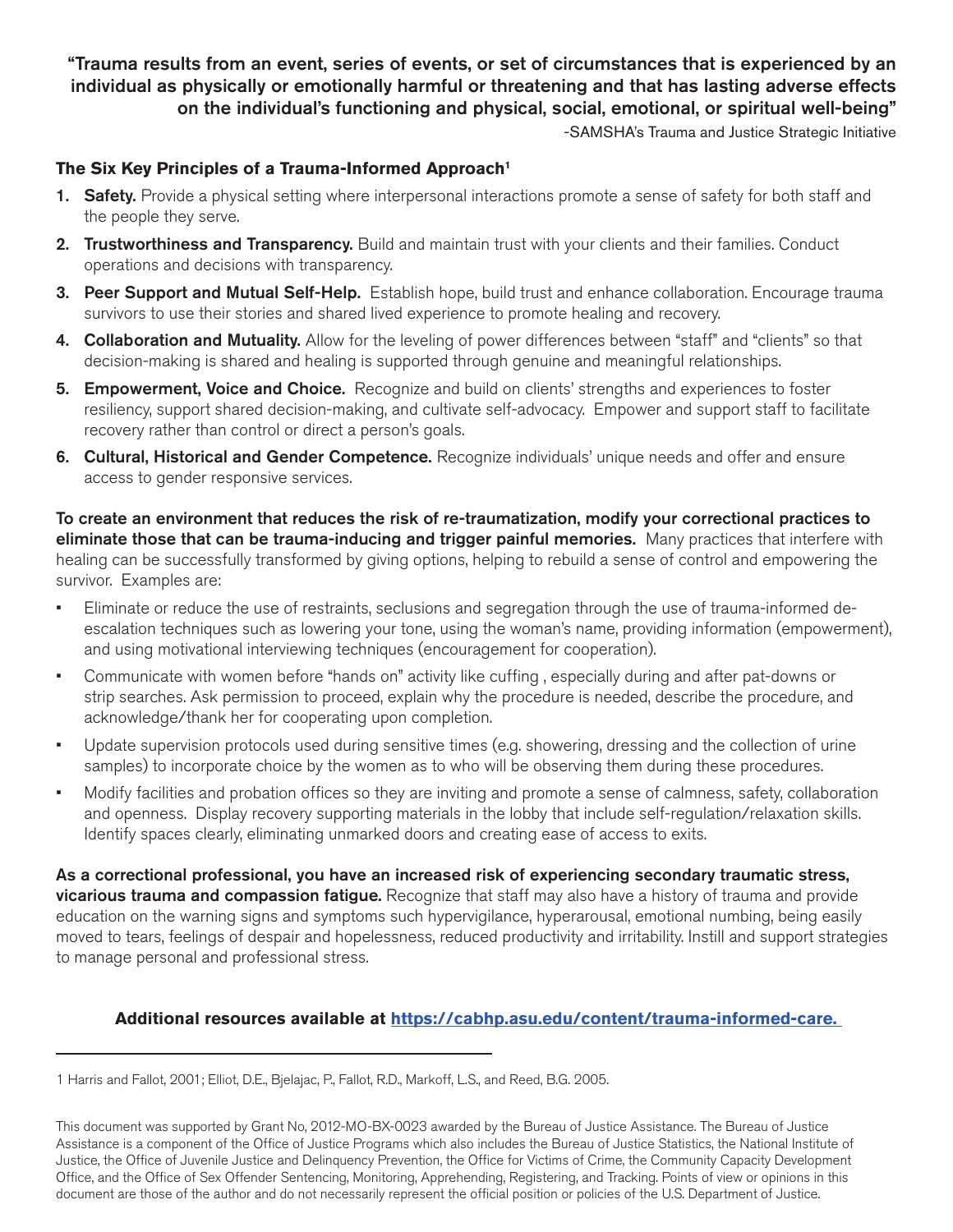**"Trauma results from an event, series of events, or set of circumstances that is experienced by an individual as physically or emotionally harmful or threatening and that has lasting adverse effects on the individual's functioning and physical, social, emotional, or spiritual well-being"**

-SAMSHA's Trauma and Justice Strategic Initiative

### The Six Key Principles of a Trauma-Informed Approach[1]

1. **Safety.** Provide a physical setting where interpersonal interactions promote a sense of safety for both staff and the people they serve.
2. **Trustworthiness and Transparency.** Build and maintain trust with your clients and their families. Conduct operations and decisions with transparency.
3. **Peer Support and Mutual Self-Help.** Establish hope, build trust and enhance collaboration. Encourage trauma survivors to use their stories and shared lived experience to promote healing and recovery.
4. **Collaboration and Mutuality.** Allow for the leveling of power differences between "staff" and "clients" so that decision-making is shared and healing is supported through genuine and meaningful relationships.
5. **Empowerment, Voice and Choice.** Recognize and build on clients' strengths and experiences to foster resiliency, support shared decision-making, and cultivate self-advocacy. Empower and support staff to facilitate recovery rather than control or direct a person's goals.
6. **Cultural, Historical and Gender Competence.** Recognize individuals' unique needs and offer and ensure access to gender responsive services.

**To create an environment that reduces the risk of re-traumatization, modify your correctional practices to eliminate those that can be trauma-inducing and trigger painful memories.** Many practices that interfere with healing can be successfully transformed by giving options, helping to rebuild a sense of control and empowering the survivor. Examples are:

- Eliminate or reduce the use of restraints, seclusions and segregation through the use of trauma-informed de-escalation techniques such as lowering your tone, using the woman's name, providing information (empowerment), and using motivational interviewing techniques (encouragement for cooperation).
- Communicate with women before "hands on" activity like cuffing , especially during and after pat-downs or strip searches. Ask permission to proceed, explain why the procedure is needed, describe the procedure, and acknowledge/thank her for cooperating upon completion.
- Update supervision protocols used during sensitive times (e.g. showering, dressing and the collection of urine samples) to incorporate choice by the women as to who will be observing them during these procedures.
- Modify facilities and probation offices so they are inviting and promote a sense of calmness, safety, collaboration and openness. Display recovery supporting materials in the lobby that include self-regulation/relaxation skills. Identify spaces clearly, eliminating unmarked doors and creating ease of access to exits.

**As a correctional professional, you have an increased risk of experiencing secondary traumatic stress, vicarious trauma and compassion fatigue.** Recognize that staff may also have a history of trauma and provide education on the warning signs and symptoms such hypervigilance, hyperarousal, emotional numbing, being easily moved to tears, feelings of despair and hopelessness, reduced productivity and irritability. Instill and support strategies to manage personal and professional stress.

**Additional resources available at [https://cabhp.asu.edu/content/trauma-informed-care.](https://cabhp.asu.edu/content/trauma-informed-care)**

---

1 Harris and Fallot, 2001; Elliot, D.E., Bjelajac, P., Fallot, R.D., Markoff, L.S., and Reed, B.G. 2005.

This document was supported by Grant No, 2012-MO-BX-0023 awarded by the Bureau of Justice Assistance. The Bureau of Justice Assistance is a component of the Office of Justice Programs which also includes the Bureau of Justice Statistics, the National Institute of Justice, the Office of Juvenile Justice and Delinquency Prevention, the Office for Victims of Crime, the Community Capacity Development Office, and the Office of Sex Offender Sentencing, Monitoring, Apprehending, Registering, and Tracking. Points of view or opinions in this document are those of the author and do not necessarily represent the official position or policies of the U.S. Department of Justice.